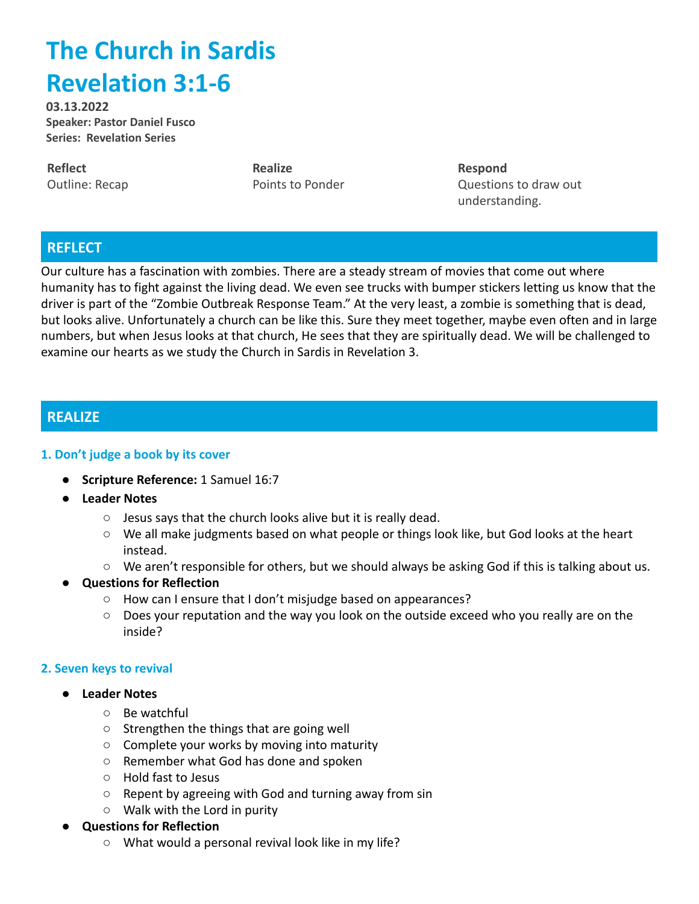# The Church in Sardis
# Revelation 3:1-6

**03.13.2022**
**Speaker: Pastor Daniel Fusco**
**Series: Revelation Series**

| **Reflect** | **Realize** | **Respond** |
| --- | --- | --- |
| Outline: Recap | Points to Ponder | Questions to draw out understanding. |

## REFLECT

Our culture has a fascination with zombies. There are a steady stream of movies that come out where humanity has to fight against the living dead. We even see trucks with bumper stickers letting us know that the driver is part of the "Zombie Outbreak Response Team." At the very least, a zombie is something that is dead, but looks alive. Unfortunately a church can be like this. Sure they meet together, maybe even often and in large numbers, but when Jesus looks at that church, He sees that they are spiritually dead. We will be challenged to examine our hearts as we study the Church in Sardis in Revelation 3.

## REALIZE

### 1. Don't judge a book by its cover

- **Scripture Reference:** 1 Samuel 16:7
- **Leader Notes**
  - Jesus says that the church looks alive but it is really dead.
  - We all make judgments based on what people or things look like, but God looks at the heart instead.
  - We aren't responsible for others, but we should always be asking God if this is talking about us.
- **Questions for Reflection**
  - How can I ensure that I don't misjudge based on appearances?
  - Does your reputation and the way you look on the outside exceed who you really are on the inside?

### 2. Seven keys to revival

- **Leader Notes**
  - Be watchful
  - Strengthen the things that are going well
  - Complete your works by moving into maturity
  - Remember what God has done and spoken
  - Hold fast to Jesus
  - Repent by agreeing with God and turning away from sin
  - Walk with the Lord in purity
- **Questions for Reflection**
  - What would a personal revival look like in my life?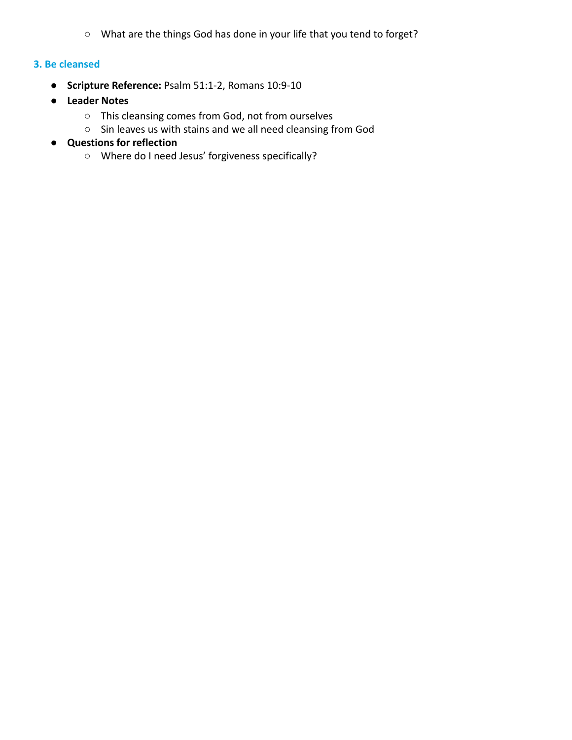- What are the things God has done in your life that you tend to forget?

### 3. Be cleansed

- **Scripture Reference:** Psalm 51:1-2, Romans 10:9-10
- **Leader Notes**
  - This cleansing comes from God, not from ourselves
  - Sin leaves us with stains and we all need cleansing from God
- **Questions for reflection**
  - Where do I need Jesus' forgiveness specifically?